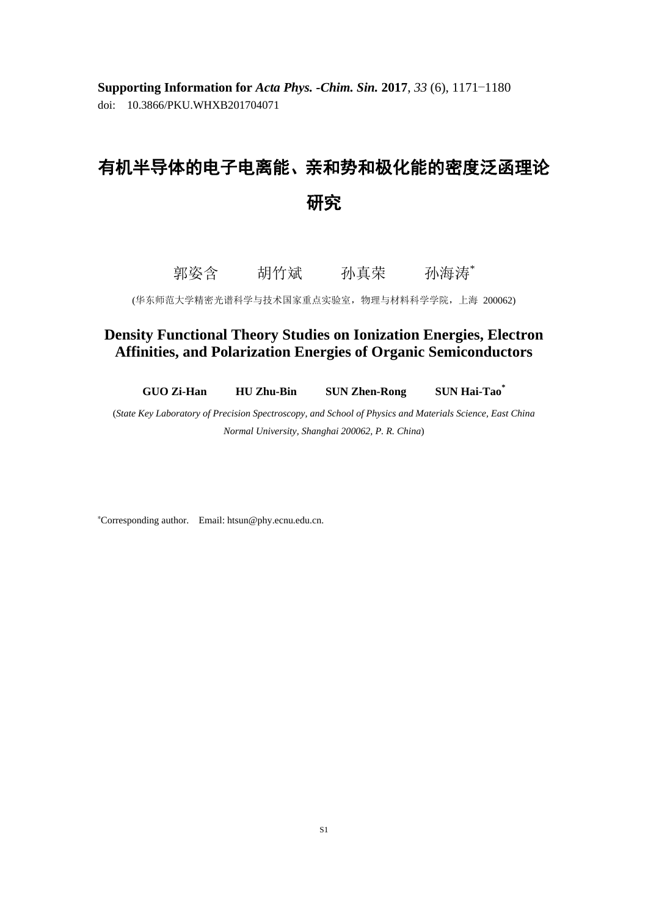**Supporting Information for** ***Acta Phys. -Chim. Sin.*** **2017**, *33* (6), 1171−1180
doi: 10.3866/PKU.WHXB201704071

# 有机半导体的电子电离能、亲和势和极化能的密度泛函理论研究

郭姿含 胡竹斌 孙真荣 孙海涛*

(华东师范大学精密光谱科学与技术国家重点实验室，物理与材料科学学院，上海 200062)

# Density Functional Theory Studies on Ionization Energies, Electron Affinities, and Polarization Energies of Organic Semiconductors

**GUO Zi-Han HU Zhu-Bin SUN Zhen-Rong SUN Hai-Tao***

(*State Key Laboratory of Precision Spectroscopy, and School of Physics and Materials Science, East China Normal University, Shanghai 200062, P. R. China*)

*Corresponding author. Email: htsun@phy.ecnu.edu.cn.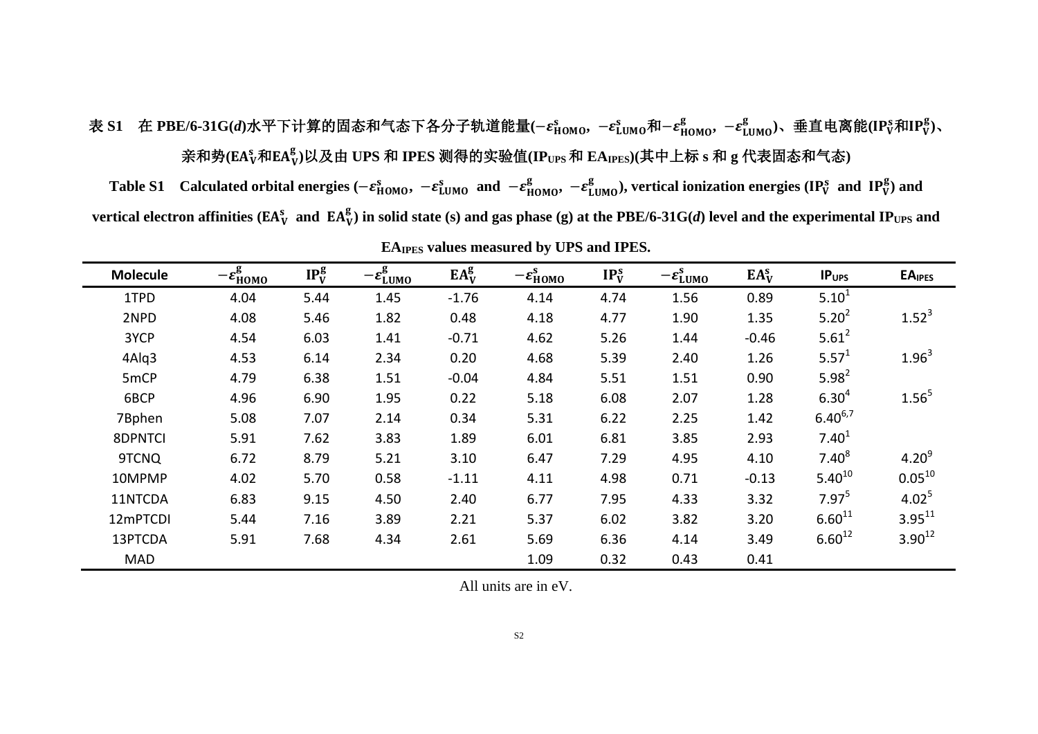表 S1 在 PBE/6-31G($d$)水平下计算的固态和气态下各分子轨道能量($-\varepsilon^{s}_{\mathrm{HOMO}}$, $-\varepsilon^{s}_{\mathrm{LUMO}}$和$-\varepsilon^{g}_{\mathrm{HOMO}}$, $-\varepsilon^{g}_{\mathrm{LUMO}}$)、垂直电离能($\mathrm{IP}^{s}_{\mathrm{V}}$和$\mathrm{IP}^{g}_{\mathrm{V}}$)、亲和势($\mathrm{EA}^{s}_{\mathrm{V}}$和$\mathrm{EA}^{g}_{\mathrm{V}}$)以及由 UPS 和 IPES 测得的实验值($\mathrm{IP}_{\mathrm{UPS}}$ 和 $\mathrm{EA}_{\mathrm{IPES}}$)(其中上标 s 和 g 代表固态和气态)

**Table S1 Calculated orbital energies ($-\varepsilon^{s}_{\mathrm{HOMO}}$, $-\varepsilon^{s}_{\mathrm{LUMO}}$ and $-\varepsilon^{g}_{\mathrm{HOMO}}$, $-\varepsilon^{g}_{\mathrm{LUMO}}$), vertical ionization energies ($\mathrm{IP}^{s}_{\mathrm{V}}$ and $\mathrm{IP}^{g}_{\mathrm{V}}$) and vertical electron affinities ($\mathrm{EA}^{s}_{\mathrm{V}}$ and $\mathrm{EA}^{g}_{\mathrm{V}}$) in solid state (s) and gas phase (g) at the PBE/6-31G($d$) level and the experimental $\mathrm{IP}_{\mathrm{UPS}}$ and $\mathrm{EA}_{\mathrm{IPES}}$ values measured by UPS and IPES.**

| Molecule | $-\varepsilon^{g}_{\mathrm{HOMO}}$ | $\mathrm{IP}^{g}_{\mathrm{V}}$ | $-\varepsilon^{g}_{\mathrm{LUMO}}$ | $\mathrm{EA}^{g}_{\mathrm{V}}$ | $-\varepsilon^{s}_{\mathrm{HOMO}}$ | $\mathrm{IP}^{s}_{\mathrm{V}}$ | $-\varepsilon^{s}_{\mathrm{LUMO}}$ | $\mathrm{EA}^{s}_{\mathrm{V}}$ | $\mathrm{IP}_{\mathrm{UPS}}$ | $\mathrm{EA}_{\mathrm{IPES}}$ |
|---|---|---|---|---|---|---|---|---|---|---|
| 1TPD | 4.04 | 5.44 | 1.45 | -1.76 | 4.14 | 4.74 | 1.56 | 0.89 | 5.10[1] | |
| 2NPD | 4.08 | 5.46 | 1.82 | 0.48 | 4.18 | 4.77 | 1.90 | 1.35 | 5.20[2] | 1.52[3] |
| 3YCP | 4.54 | 6.03 | 1.41 | -0.71 | 4.62 | 5.26 | 1.44 | -0.46 | 5.61[2] | |
| 4Alq3 | 4.53 | 6.14 | 2.34 | 0.20 | 4.68 | 5.39 | 2.40 | 1.26 | 5.57[1] | 1.96[3] |
| 5mCP | 4.79 | 6.38 | 1.51 | -0.04 | 4.84 | 5.51 | 1.51 | 0.90 | 5.98[2] | |
| 6BCP | 4.96 | 6.90 | 1.95 | 0.22 | 5.18 | 6.08 | 2.07 | 1.28 | 6.30[4] | 1.56[5] |
| 7Bphen | 5.08 | 7.07 | 2.14 | 0.34 | 5.31 | 6.22 | 2.25 | 1.42 | 6.40[6,7] | |
| 8DPNTCI | 5.91 | 7.62 | 3.83 | 1.89 | 6.01 | 6.81 | 3.85 | 2.93 | 7.40[1] | |
| 9TCNQ | 6.72 | 8.79 | 5.21 | 3.10 | 6.47 | 7.29 | 4.95 | 4.10 | 7.40[8] | 4.20[9] |
| 10MPMP | 4.02 | 5.70 | 0.58 | -1.11 | 4.11 | 4.98 | 0.71 | -0.13 | 5.40[10] | 0.05[10] |
| 11NTCDA | 6.83 | 9.15 | 4.50 | 2.40 | 6.77 | 7.95 | 4.33 | 3.32 | 7.97[5] | 4.02[5] |
| 12mPTCDI | 5.44 | 7.16 | 3.89 | 2.21 | 5.37 | 6.02 | 3.82 | 3.20 | 6.60[11] | 3.95[11] |
| 13PTCDA | 5.91 | 7.68 | 4.34 | 2.61 | 5.69 | 6.36 | 4.14 | 3.49 | 6.60[12] | 3.90[12] |
| MAD | | | | | 1.09 | 0.32 | 0.43 | 0.41 | | |

All units are in eV.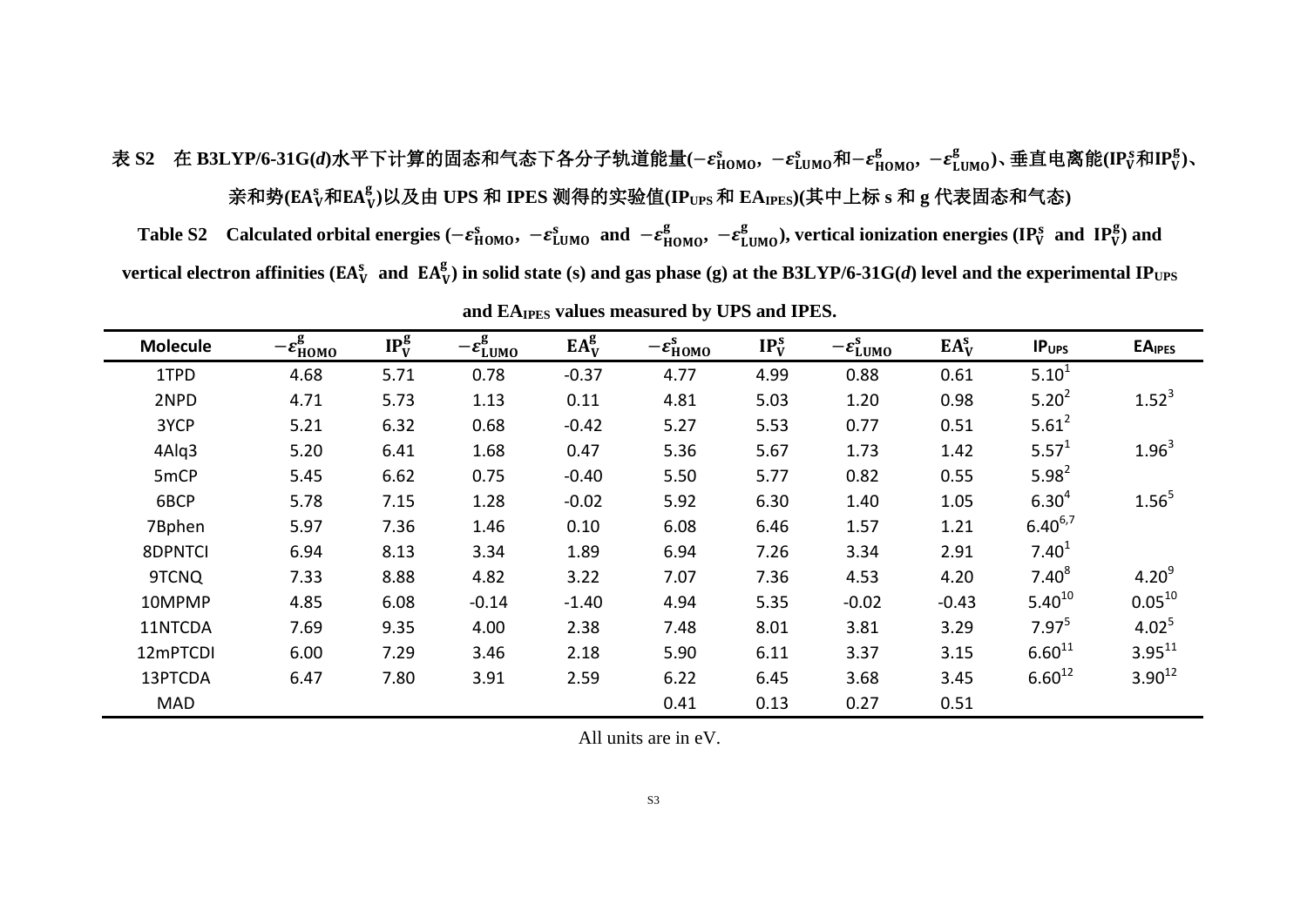表 S2 在 B3LYP/6-31G(*d*)水平下计算的固态和气态下各分子轨道能量($-\varepsilon^{s}_{HOMO}$, $-\varepsilon^{s}_{LUMO}$和$-\varepsilon^{g}_{HOMO}$, $-\varepsilon^{g}_{LUMO}$)、垂直电离能($IP^{s}_{V}$和$IP^{g}_{V}$)、亲和势($EA^{s}_{V}$和$EA^{g}_{V}$)以及由 UPS 和 IPES 测得的实验值($IP_{UPS}$和 $EA_{IPES}$)(其中上标 s 和 g 代表固态和气态)

**Table S2 Calculated orbital energies ($-\varepsilon^{s}_{HOMO}$, $-\varepsilon^{s}_{LUMO}$ and $-\varepsilon^{g}_{HOMO}$, $-\varepsilon^{g}_{LUMO}$), vertical ionization energies ($IP^{s}_{V}$ and $IP^{g}_{V}$) and vertical electron affinities ($EA^{s}_{V}$ and $EA^{g}_{V}$) in solid state (s) and gas phase (g) at the B3LYP/6-31G(*d*) level and the experimental $IP_{UPS}$ and $EA_{IPES}$ values measured by UPS and IPES.**

| Molecule | $-\varepsilon^{g}_{HOMO}$ | $IP^{g}_{V}$ | $-\varepsilon^{g}_{LUMO}$ | $EA^{g}_{V}$ | $-\varepsilon^{s}_{HOMO}$ | $IP^{s}_{V}$ | $-\varepsilon^{s}_{LUMO}$ | $EA^{s}_{V}$ | $IP_{UPS}$ | $EA_{IPES}$ |
|---|---|---|---|---|---|---|---|---|---|---|
| 1TPD | 4.68 | 5.71 | 0.78 | -0.37 | 4.77 | 4.99 | 0.88 | 0.61 | 5.10[1] | |
| 2NPD | 4.71 | 5.73 | 1.13 | 0.11 | 4.81 | 5.03 | 1.20 | 0.98 | 5.20[2] | 1.52[3] |
| 3YCP | 5.21 | 6.32 | 0.68 | -0.42 | 5.27 | 5.53 | 0.77 | 0.51 | 5.61[2] | |
| 4Alq3 | 5.20 | 6.41 | 1.68 | 0.47 | 5.36 | 5.67 | 1.73 | 1.42 | 5.57[1] | 1.96[3] |
| 5mCP | 5.45 | 6.62 | 0.75 | -0.40 | 5.50 | 5.77 | 0.82 | 0.55 | 5.98[2] | |
| 6BCP | 5.78 | 7.15 | 1.28 | -0.02 | 5.92 | 6.30 | 1.40 | 1.05 | 6.30[4] | 1.56[5] |
| 7Bphen | 5.97 | 7.36 | 1.46 | 0.10 | 6.08 | 6.46 | 1.57 | 1.21 | 6.40[6,7] | |
| 8DPNTCI | 6.94 | 8.13 | 3.34 | 1.89 | 6.94 | 7.26 | 3.34 | 2.91 | 7.40[1] | |
| 9TCNQ | 7.33 | 8.88 | 4.82 | 3.22 | 7.07 | 7.36 | 4.53 | 4.20 | 7.40[8] | 4.20[9] |
| 10MPMP | 4.85 | 6.08 | -0.14 | -1.40 | 4.94 | 5.35 | -0.02 | -0.43 | 5.40[10] | 0.05[10] |
| 11NTCDA | 7.69 | 9.35 | 4.00 | 2.38 | 7.48 | 8.01 | 3.81 | 3.29 | 7.97[5] | 4.02[5] |
| 12mPTCDI | 6.00 | 7.29 | 3.46 | 2.18 | 5.90 | 6.11 | 3.37 | 3.15 | 6.60[11] | 3.95[11] |
| 13PTCDA | 6.47 | 7.80 | 3.91 | 2.59 | 6.22 | 6.45 | 3.68 | 3.45 | 6.60[12] | 3.90[12] |
| MAD | | | | | 0.41 | 0.13 | 0.27 | 0.51 | | |

All units are in eV.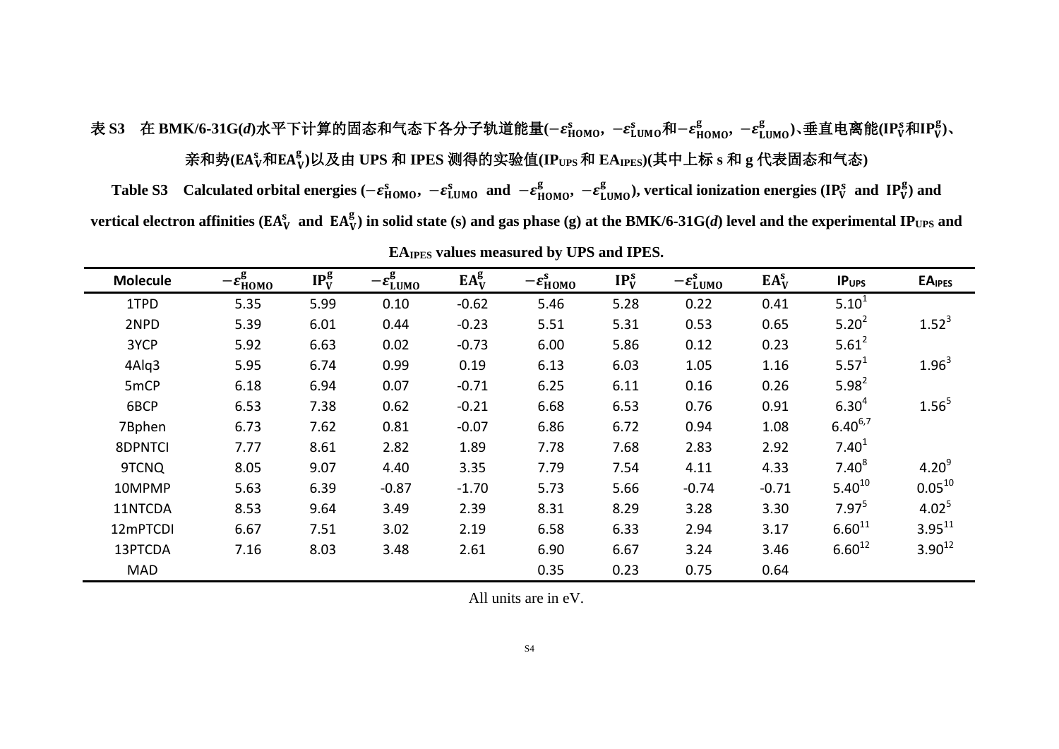表 S3　在 BMK/6-31G($d$)水平下计算的固态和气态下各分子轨道能量($-\varepsilon^{s}_{\mathrm{HOMO}}$, $-\varepsilon^{s}_{\mathrm{LUMO}}$和$-\varepsilon^{g}_{\mathrm{HOMO}}$, $-\varepsilon^{g}_{\mathrm{LUMO}}$)、垂直电离能($\mathrm{IP}^{s}_{\mathrm{V}}$和$\mathrm{IP}^{g}_{\mathrm{V}}$)、亲和势($\mathrm{EA}^{s}_{\mathrm{V}}$和$\mathrm{EA}^{g}_{\mathrm{V}}$)以及由 UPS 和 IPES 测得的实验值($\mathrm{IP_{UPS}}$ 和 $\mathrm{EA_{IPES}}$)(其中上标 s 和 g 代表固态和气态)

**Table S3　Calculated orbital energies ($-\varepsilon^{s}_{\mathrm{HOMO}}$, $-\varepsilon^{s}_{\mathrm{LUMO}}$ and $-\varepsilon^{g}_{\mathrm{HOMO}}$, $-\varepsilon^{g}_{\mathrm{LUMO}}$), vertical ionization energies ($\mathrm{IP}^{s}_{\mathrm{V}}$ and $\mathrm{IP}^{g}_{\mathrm{V}}$) and vertical electron affinities ($\mathrm{EA}^{s}_{\mathrm{V}}$ and $\mathrm{EA}^{g}_{\mathrm{V}}$) in solid state (s) and gas phase (g) at the BMK/6-31G($d$) level and the experimental $\mathrm{IP_{UPS}}$ and $\mathrm{EA_{IPES}}$ values measured by UPS and IPES.**

| Molecule | $-\varepsilon^{g}_{\mathrm{HOMO}}$ | $\mathrm{IP}^{g}_{\mathrm{V}}$ | $-\varepsilon^{g}_{\mathrm{LUMO}}$ | $\mathrm{EA}^{g}_{\mathrm{V}}$ | $-\varepsilon^{s}_{\mathrm{HOMO}}$ | $\mathrm{IP}^{s}_{\mathrm{V}}$ | $-\varepsilon^{s}_{\mathrm{LUMO}}$ | $\mathrm{EA}^{s}_{\mathrm{V}}$ | $\mathrm{IP_{UPS}}$ | $\mathrm{EA_{IPES}}$ |
|---|---|---|---|---|---|---|---|---|---|---|
| 1TPD | 5.35 | 5.99 | 0.10 | -0.62 | 5.46 | 5.28 | 0.22 | 0.41 | 5.10[1] | |
| 2NPD | 5.39 | 6.01 | 0.44 | -0.23 | 5.51 | 5.31 | 0.53 | 0.65 | 5.20[2] | 1.52[3] |
| 3YCP | 5.92 | 6.63 | 0.02 | -0.73 | 6.00 | 5.86 | 0.12 | 0.23 | 5.61[2] | |
| 4Alq3 | 5.95 | 6.74 | 0.99 | 0.19 | 6.13 | 6.03 | 1.05 | 1.16 | 5.57[1] | 1.96[3] |
| 5mCP | 6.18 | 6.94 | 0.07 | -0.71 | 6.25 | 6.11 | 0.16 | 0.26 | 5.98[2] | |
| 6BCP | 6.53 | 7.38 | 0.62 | -0.21 | 6.68 | 6.53 | 0.76 | 0.91 | 6.30[4] | 1.56[5] |
| 7Bphen | 6.73 | 7.62 | 0.81 | -0.07 | 6.86 | 6.72 | 0.94 | 1.08 | 6.40[6,7] | |
| 8DPNTCI | 7.77 | 8.61 | 2.82 | 1.89 | 7.78 | 7.68 | 2.83 | 2.92 | 7.40[1] | |
| 9TCNQ | 8.05 | 9.07 | 4.40 | 3.35 | 7.79 | 7.54 | 4.11 | 4.33 | 7.40[8] | 4.20[9] |
| 10MPMP | 5.63 | 6.39 | -0.87 | -1.70 | 5.73 | 5.66 | -0.74 | -0.71 | 5.40[10] | 0.05[10] |
| 11NTCDA | 8.53 | 9.64 | 3.49 | 2.39 | 8.31 | 8.29 | 3.28 | 3.30 | 7.97[5] | 4.02[5] |
| 12mPTCDI | 6.67 | 7.51 | 3.02 | 2.19 | 6.58 | 6.33 | 2.94 | 3.17 | 6.60[11] | 3.95[11] |
| 13PTCDA | 7.16 | 8.03 | 3.48 | 2.61 | 6.90 | 6.67 | 3.24 | 3.46 | 6.60[12] | 3.90[12] |
| MAD | | | | | 0.35 | 0.23 | 0.75 | 0.64 | | |

All units are in eV.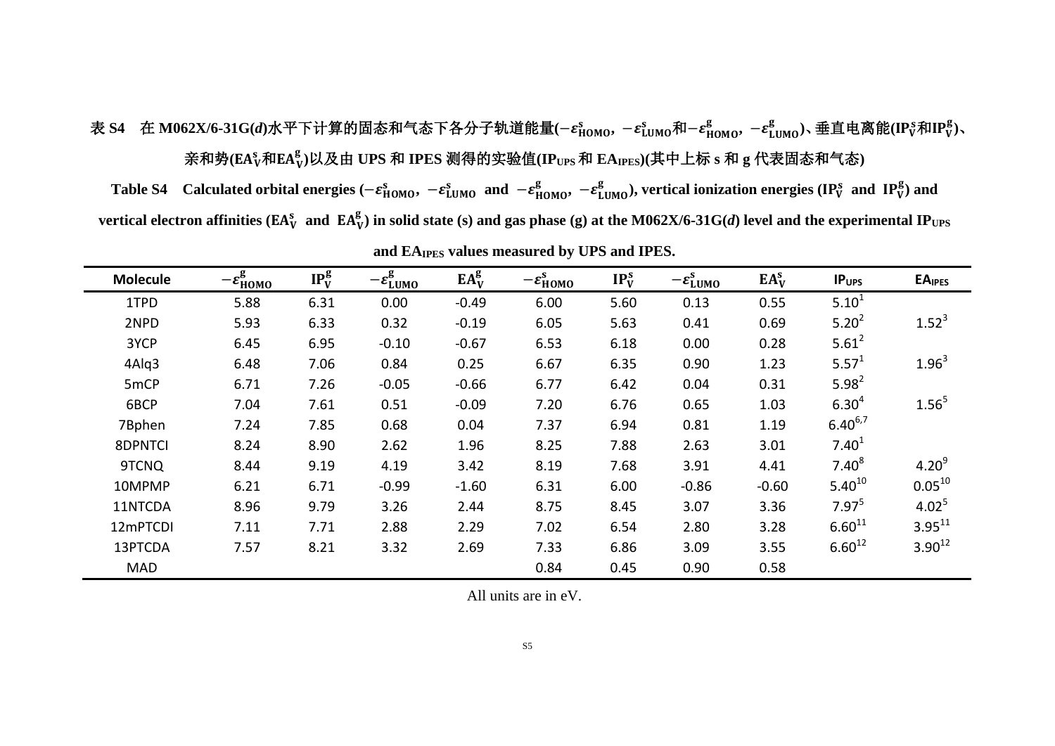**表 S4　在 M062X/6-31G(*d*)水平下计算的固态和气态下各分子轨道能量($-\varepsilon^{s}_{HOMO}$，$-\varepsilon^{s}_{LUMO}$和$-\varepsilon^{g}_{HOMO}$，$-\varepsilon^{g}_{LUMO}$)、垂直电离能($IP^{s}_{V}$和$IP^{g}_{V}$)、亲和势($EA^{s}_{V}$和$EA^{g}_{V}$)以及由 UPS 和 IPES 测得的实验值($IP_{UPS}$ 和 $EA_{IPES}$)(其中上标 s 和 g 代表固态和气态)**

**Table S4　Calculated orbital energies ($-\varepsilon^{s}_{HOMO}$，$-\varepsilon^{s}_{LUMO}$ and $-\varepsilon^{g}_{HOMO}$，$-\varepsilon^{g}_{LUMO}$), vertical ionization energies ($IP^{s}_{V}$ and $IP^{g}_{V}$) and vertical electron affinities ($EA^{s}_{V}$ and $EA^{g}_{V}$) in solid state (s) and gas phase (g) at the M062X/6-31G(*d*) level and the experimental $IP_{UPS}$ and $EA_{IPES}$ values measured by UPS and IPES.**

| Molecule | $-\varepsilon^{g}_{HOMO}$ | $IP^{g}_{V}$ | $-\varepsilon^{g}_{LUMO}$ | $EA^{g}_{V}$ | $-\varepsilon^{s}_{HOMO}$ | $IP^{s}_{V}$ | $-\varepsilon^{s}_{LUMO}$ | $EA^{s}_{V}$ | $IP_{UPS}$ | $EA_{IPES}$ |
|---|---|---|---|---|---|---|---|---|---|---|
| 1TPD | 5.88 | 6.31 | 0.00 | -0.49 | 6.00 | 5.60 | 0.13 | 0.55 | 5.10[1] | |
| 2NPD | 5.93 | 6.33 | 0.32 | -0.19 | 6.05 | 5.63 | 0.41 | 0.69 | 5.20[2] | 1.52[3] |
| 3YCP | 6.45 | 6.95 | -0.10 | -0.67 | 6.53 | 6.18 | 0.00 | 0.28 | 5.61[2] | |
| 4Alq3 | 6.48 | 7.06 | 0.84 | 0.25 | 6.67 | 6.35 | 0.90 | 1.23 | 5.57[1] | 1.96[3] |
| 5mCP | 6.71 | 7.26 | -0.05 | -0.66 | 6.77 | 6.42 | 0.04 | 0.31 | 5.98[2] | |
| 6BCP | 7.04 | 7.61 | 0.51 | -0.09 | 7.20 | 6.76 | 0.65 | 1.03 | 6.30[4] | 1.56[5] |
| 7Bphen | 7.24 | 7.85 | 0.68 | 0.04 | 7.37 | 6.94 | 0.81 | 1.19 | 6.40[6,7] | |
| 8DPNTCI | 8.24 | 8.90 | 2.62 | 1.96 | 8.25 | 7.88 | 2.63 | 3.01 | 7.40[1] | |
| 9TCNQ | 8.44 | 9.19 | 4.19 | 3.42 | 8.19 | 7.68 | 3.91 | 4.41 | 7.40[8] | 4.20[9] |
| 10MPMP | 6.21 | 6.71 | -0.99 | -1.60 | 6.31 | 6.00 | -0.86 | -0.60 | 5.40[10] | 0.05[10] |
| 11NTCDA | 8.96 | 9.79 | 3.26 | 2.44 | 8.75 | 8.45 | 3.07 | 3.36 | 7.97[5] | 4.02[5] |
| 12mPTCDI | 7.11 | 7.71 | 2.88 | 2.29 | 7.02 | 6.54 | 2.80 | 3.28 | 6.60[11] | 3.95[11] |
| 13PTCDA | 7.57 | 8.21 | 3.32 | 2.69 | 7.33 | 6.86 | 3.09 | 3.55 | 6.60[12] | 3.90[12] |
| MAD | | | | | 0.84 | 0.45 | 0.90 | 0.58 | | |

All units are in eV.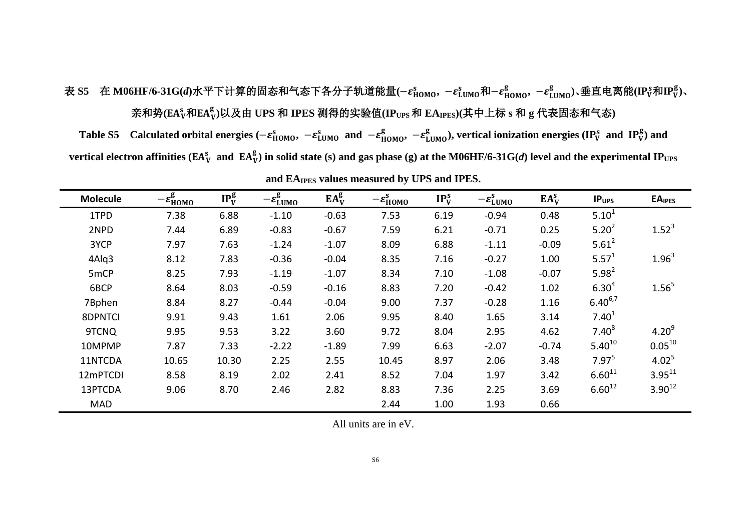表 S5 在 M06HF/6-31G(*d*)水平下计算的固态和气态下各分子轨道能量($-\varepsilon^{s}_{HOMO}$，$-\varepsilon^{s}_{LUMO}$和$-\varepsilon^{g}_{HOMO}$，$-\varepsilon^{g}_{LUMO}$)、垂直电离能($IP^{s}_{V}$和$IP^{g}_{V}$)、亲和势($EA^{s}_{V}$和$EA^{g}_{V}$)以及由 UPS 和 IPES 测得的实验值($IP_{UPS}$ 和 $EA_{IPES}$)(其中上标 s 和 g 代表固态和气态)

**Table S5 Calculated orbital energies ($-\varepsilon^{s}_{HOMO}$, $-\varepsilon^{s}_{LUMO}$ and $-\varepsilon^{g}_{HOMO}$, $-\varepsilon^{g}_{LUMO}$), vertical ionization energies ($IP^{s}_{V}$ and $IP^{g}_{V}$) and vertical electron affinities ($EA^{s}_{V}$ and $EA^{g}_{V}$) in solid state (s) and gas phase (g) at the M06HF/6-31G(*d*) level and the experimental $IP_{UPS}$ and $EA_{IPES}$ values measured by UPS and IPES.**

| Molecule | $-\varepsilon^{g}_{HOMO}$ | $IP^{g}_{V}$ | $-\varepsilon^{g}_{LUMO}$ | $EA^{g}_{V}$ | $-\varepsilon^{s}_{HOMO}$ | $IP^{s}_{V}$ | $-\varepsilon^{s}_{LUMO}$ | $EA^{s}_{V}$ | $IP_{UPS}$ | $EA_{IPES}$ |
|---|---|---|---|---|---|---|---|---|---|---|
| 1TPD | 7.38 | 6.88 | -1.10 | -0.63 | 7.53 | 6.19 | -0.94 | 0.48 | 5.10[1] | |
| 2NPD | 7.44 | 6.89 | -0.83 | -0.67 | 7.59 | 6.21 | -0.71 | 0.25 | 5.20[2] | 1.52[3] |
| 3YCP | 7.97 | 7.63 | -1.24 | -1.07 | 8.09 | 6.88 | -1.11 | -0.09 | 5.61[2] | |
| 4Alq3 | 8.12 | 7.83 | -0.36 | -0.04 | 8.35 | 7.16 | -0.27 | 1.00 | 5.57[1] | 1.96[3] |
| 5mCP | 8.25 | 7.93 | -1.19 | -1.07 | 8.34 | 7.10 | -1.08 | -0.07 | 5.98[2] | |
| 6BCP | 8.64 | 8.03 | -0.59 | -0.16 | 8.83 | 7.20 | -0.42 | 1.02 | 6.30[4] | 1.56[5] |
| 7Bphen | 8.84 | 8.27 | -0.44 | -0.04 | 9.00 | 7.37 | -0.28 | 1.16 | 6.40[6,7] | |
| 8DPNTCI | 9.91 | 9.43 | 1.61 | 2.06 | 9.95 | 8.40 | 1.65 | 3.14 | 7.40[1] | |
| 9TCNQ | 9.95 | 9.53 | 3.22 | 3.60 | 9.72 | 8.04 | 2.95 | 4.62 | 7.40[8] | 4.20[9] |
| 10MPMP | 7.87 | 7.33 | -2.22 | -1.89 | 7.99 | 6.63 | -2.07 | -0.74 | 5.40[10] | 0.05[10] |
| 11NTCDA | 10.65 | 10.30 | 2.25 | 2.55 | 10.45 | 8.97 | 2.06 | 3.48 | 7.97[5] | 4.02[5] |
| 12mPTCDI | 8.58 | 8.19 | 2.02 | 2.41 | 8.52 | 7.04 | 1.97 | 3.42 | 6.60[11] | 3.95[11] |
| 13PTCDA | 9.06 | 8.70 | 2.46 | 2.82 | 8.83 | 7.36 | 2.25 | 3.69 | 6.60[12] | 3.90[12] |
| MAD | | | | | 2.44 | 1.00 | 1.93 | 0.66 | | |

All units are in eV.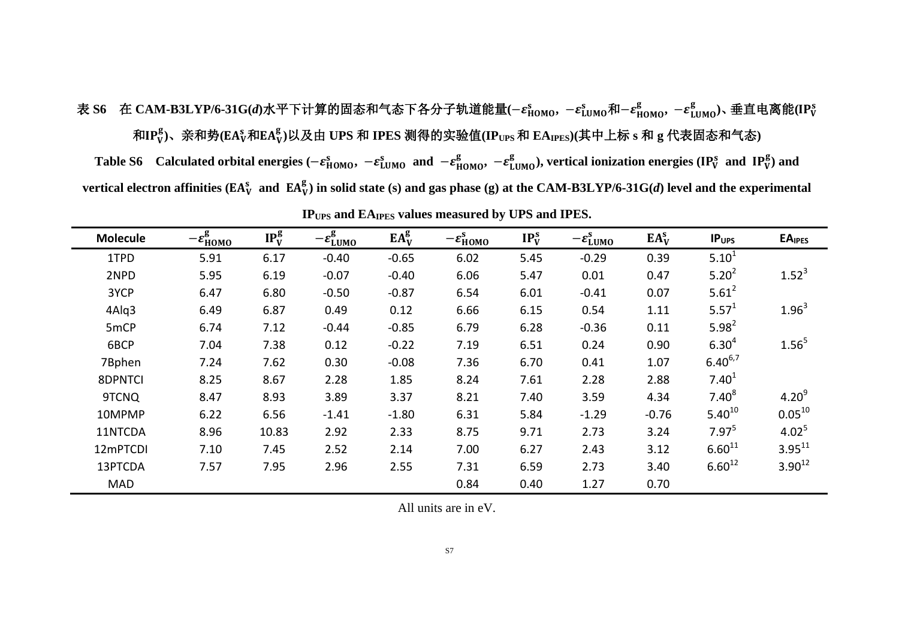**表 S6　在 CAM-B3LYP/6-31G(*d*)水平下计算的固态和气态下各分子轨道能量($-\varepsilon^{s}_{HOMO}$，$-\varepsilon^{s}_{LUMO}$和$-\varepsilon^{g}_{HOMO}$，$-\varepsilon^{g}_{LUMO}$)、垂直电离能($IP^{s}_{V}$和$IP^{g}_{V}$)、亲和势($EA^{s}_{V}$和$EA^{g}_{V}$)以及由 UPS 和 IPES 测得的实验值($IP_{UPS}$和 $EA_{IPES}$)(其中上标 s 和 g 代表固态和气态)**

**Table S6　Calculated orbital energies ($-\varepsilon^{s}_{HOMO}$, $-\varepsilon^{s}_{LUMO}$ and $-\varepsilon^{g}_{HOMO}$, $-\varepsilon^{g}_{LUMO}$), vertical ionization energies ($IP^{s}_{V}$ and $IP^{g}_{V}$) and vertical electron affinities ($EA^{s}_{V}$ and $EA^{g}_{V}$) in solid state (s) and gas phase (g) at the CAM-B3LYP/6-31G(*d*) level and the experimental $IP_{UPS}$ and $EA_{IPES}$ values measured by UPS and IPES.**

| Molecule | $-\varepsilon^{g}_{HOMO}$ | $IP^{g}_{V}$ | $-\varepsilon^{g}_{LUMO}$ | $EA^{g}_{V}$ | $-\varepsilon^{s}_{HOMO}$ | $IP^{s}_{V}$ | $-\varepsilon^{s}_{LUMO}$ | $EA^{s}_{V}$ | $IP_{UPS}$ | $EA_{IPES}$ |
|---|---|---|---|---|---|---|---|---|---|---|
| 1TPD | 5.91 | 6.17 | -0.40 | -0.65 | 6.02 | 5.45 | -0.29 | 0.39 | 5.10[1] | |
| 2NPD | 5.95 | 6.19 | -0.07 | -0.40 | 6.06 | 5.47 | 0.01 | 0.47 | 5.20[2] | 1.52[3] |
| 3YCP | 6.47 | 6.80 | -0.50 | -0.87 | 6.54 | 6.01 | -0.41 | 0.07 | 5.61[2] | |
| 4Alq3 | 6.49 | 6.87 | 0.49 | 0.12 | 6.66 | 6.15 | 0.54 | 1.11 | 5.57[1] | 1.96[3] |
| 5mCP | 6.74 | 7.12 | -0.44 | -0.85 | 6.79 | 6.28 | -0.36 | 0.11 | 5.98[2] | |
| 6BCP | 7.04 | 7.38 | 0.12 | -0.22 | 7.19 | 6.51 | 0.24 | 0.90 | 6.30[4] | 1.56[5] |
| 7Bphen | 7.24 | 7.62 | 0.30 | -0.08 | 7.36 | 6.70 | 0.41 | 1.07 | 6.40[6,7] | |
| 8DPNTCI | 8.25 | 8.67 | 2.28 | 1.85 | 8.24 | 7.61 | 2.28 | 2.88 | 7.40[1] | |
| 9TCNQ | 8.47 | 8.93 | 3.89 | 3.37 | 8.21 | 7.40 | 3.59 | 4.34 | 7.40[8] | 4.20[9] |
| 10MPMP | 6.22 | 6.56 | -1.41 | -1.80 | 6.31 | 5.84 | -1.29 | -0.76 | 5.40[10] | 0.05[10] |
| 11NTCDA | 8.96 | 10.83 | 2.92 | 2.33 | 8.75 | 9.71 | 2.73 | 3.24 | 7.97[5] | 4.02[5] |
| 12mPTCDI | 7.10 | 7.45 | 2.52 | 2.14 | 7.00 | 6.27 | 2.43 | 3.12 | 6.60[11] | 3.95[11] |
| 13PTCDA | 7.57 | 7.95 | 2.96 | 2.55 | 7.31 | 6.59 | 2.73 | 3.40 | 6.60[12] | 3.90[12] |
| MAD | | | | | 0.84 | 0.40 | 1.27 | 0.70 | | |

All units are in eV.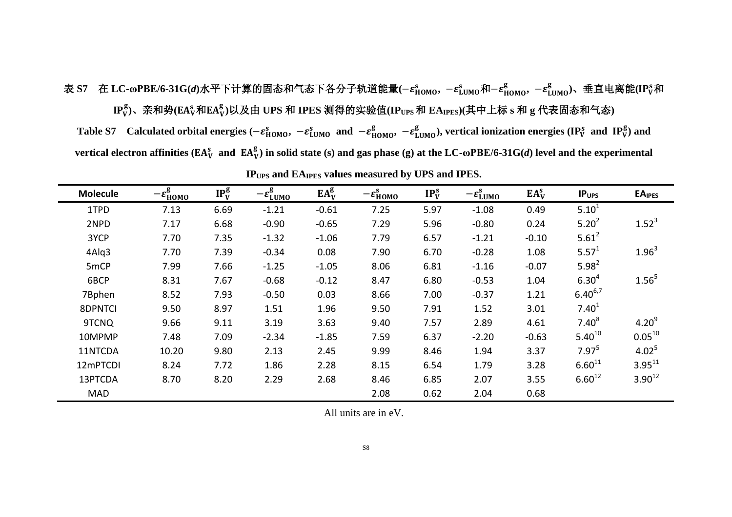**表 S7　在 LC-ωPBE/6-31G(*d*)水平下计算的固态和气态下各分子轨道能量($-\varepsilon_{\mathrm{HOMO}}^{\mathrm{s}}$，$-\varepsilon_{\mathrm{LUMO}}^{\mathrm{s}}$和$-\varepsilon_{\mathrm{HOMO}}^{\mathrm{g}}$，$-\varepsilon_{\mathrm{LUMO}}^{\mathrm{g}}$)、垂直电离能($\mathrm{IP_V^s}$和$\mathrm{IP_V^g}$)、亲和势($\mathrm{EA_V^s}$和$\mathrm{EA_V^g}$)以及由 UPS 和 IPES 测得的实验值($\mathrm{IP_{UPS}}$和 $\mathrm{EA_{IPES}}$)(其中上标 s 和 g 代表固态和气态)**

**Table S7　Calculated orbital energies ($-\varepsilon_{\mathrm{HOMO}}^{\mathrm{s}}$, $-\varepsilon_{\mathrm{LUMO}}^{\mathrm{s}}$ and $-\varepsilon_{\mathrm{HOMO}}^{\mathrm{g}}$, $-\varepsilon_{\mathrm{LUMO}}^{\mathrm{g}}$), vertical ionization energies ($\mathrm{IP_V^s}$ and $\mathrm{IP_V^g}$) and vertical electron affinities ($\mathrm{EA_V^s}$ and $\mathrm{EA_V^g}$) in solid state (s) and gas phase (g) at the LC-ωPBE/6-31G(*d*) level and the experimental $\mathrm{IP_{UPS}}$ and $\mathrm{EA_{IPES}}$ values measured by UPS and IPES.**

| Molecule | $-\varepsilon_{\mathrm{HOMO}}^{\mathrm{g}}$ | $\mathrm{IP_V^g}$ | $-\varepsilon_{\mathrm{LUMO}}^{\mathrm{g}}$ | $\mathrm{EA_V^g}$ | $-\varepsilon_{\mathrm{HOMO}}^{\mathrm{s}}$ | $\mathrm{IP_V^s}$ | $-\varepsilon_{\mathrm{LUMO}}^{\mathrm{s}}$ | $\mathrm{EA_V^s}$ | $\mathrm{IP_{UPS}}$ | $\mathrm{EA_{IPES}}$ |
|---|---|---|---|---|---|---|---|---|---|---|
| 1TPD | 7.13 | 6.69 | -1.21 | -0.61 | 7.25 | 5.97 | -1.08 | 0.49 | 5.10[1] | |
| 2NPD | 7.17 | 6.68 | -0.90 | -0.65 | 7.29 | 5.96 | -0.80 | 0.24 | 5.20[2] | 1.52[3] |
| 3YCP | 7.70 | 7.35 | -1.32 | -1.06 | 7.79 | 6.57 | -1.21 | -0.10 | 5.61[2] | |
| 4Alq3 | 7.70 | 7.39 | -0.34 | 0.08 | 7.90 | 6.70 | -0.28 | 1.08 | 5.57[1] | 1.96[3] |
| 5mCP | 7.99 | 7.66 | -1.25 | -1.05 | 8.06 | 6.81 | -1.16 | -0.07 | 5.98[2] | |
| 6BCP | 8.31 | 7.67 | -0.68 | -0.12 | 8.47 | 6.80 | -0.53 | 1.04 | 6.30[4] | 1.56[5] |
| 7Bphen | 8.52 | 7.93 | -0.50 | 0.03 | 8.66 | 7.00 | -0.37 | 1.21 | 6.40[6,7] | |
| 8DPNTCI | 9.50 | 8.97 | 1.51 | 1.96 | 9.50 | 7.91 | 1.52 | 3.01 | 7.40[1] | |
| 9TCNQ | 9.66 | 9.11 | 3.19 | 3.63 | 9.40 | 7.57 | 2.89 | 4.61 | 7.40[8] | 4.20[9] |
| 10MPMP | 7.48 | 7.09 | -2.34 | -1.85 | 7.59 | 6.37 | -2.20 | -0.63 | 5.40[10] | 0.05[10] |
| 11NTCDA | 10.20 | 9.80 | 2.13 | 2.45 | 9.99 | 8.46 | 1.94 | 3.37 | 7.97[5] | 4.02[5] |
| 12mPTCDI | 8.24 | 7.72 | 1.86 | 2.28 | 8.15 | 6.54 | 1.79 | 3.28 | 6.60[11] | 3.95[11] |
| 13PTCDA | 8.70 | 8.20 | 2.29 | 2.68 | 8.46 | 6.85 | 2.07 | 3.55 | 6.60[12] | 3.90[12] |
| MAD | | | | | 2.08 | 0.62 | 2.04 | 0.68 | | |

All units are in eV.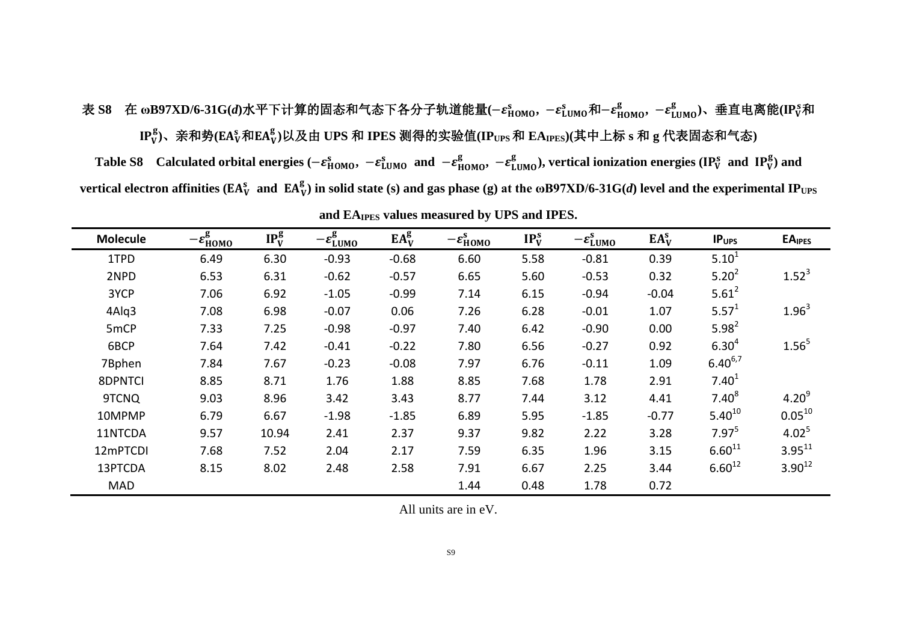**表 S8 在 ωB97XD/6-31G(*d*)水平下计算的固态和气态下各分子轨道能量($-\varepsilon_{\mathrm{HOMO}}^{\mathrm{s}}$，$-\varepsilon_{\mathrm{LUMO}}^{\mathrm{s}}$和$-\varepsilon_{\mathrm{HOMO}}^{\mathrm{g}}$，$-\varepsilon_{\mathrm{LUMO}}^{\mathrm{g}}$)、垂直电离能($\mathrm{IP_V^s}$和$\mathrm{IP_V^g}$)、亲和势($\mathrm{EA_V^s}$和$\mathrm{EA_V^g}$)以及由 UPS 和 IPES 测得的实验值($\mathrm{IP_{UPS}}$和 $\mathrm{EA_{IPES}}$)(其中上标 s 和 g 代表固态和气态)**

**Table S8 Calculated orbital energies ($-\varepsilon_{\mathrm{HOMO}}^{\mathrm{s}}$, $-\varepsilon_{\mathrm{LUMO}}^{\mathrm{s}}$ and $-\varepsilon_{\mathrm{HOMO}}^{\mathrm{g}}$, $-\varepsilon_{\mathrm{LUMO}}^{\mathrm{g}}$), vertical ionization energies ($\mathrm{IP_V^s}$ and $\mathrm{IP_V^g}$) and vertical electron affinities ($\mathrm{EA_V^s}$ and $\mathrm{EA_V^g}$) in solid state (s) and gas phase (g) at the ωB97XD/6-31G(*d*) level and the experimental $\mathrm{IP_{UPS}}$ and $\mathrm{EA_{IPES}}$ values measured by UPS and IPES.**

| Molecule | $-\varepsilon_{\mathrm{HOMO}}^{\mathrm{g}}$ | $\mathrm{IP_V^g}$ | $-\varepsilon_{\mathrm{LUMO}}^{\mathrm{g}}$ | $\mathrm{EA_V^g}$ | $-\varepsilon_{\mathrm{HOMO}}^{\mathrm{s}}$ | $\mathrm{IP_V^s}$ | $-\varepsilon_{\mathrm{LUMO}}^{\mathrm{s}}$ | $\mathrm{EA_V^s}$ | $\mathrm{IP_{UPS}}$ | $\mathrm{EA_{IPES}}$ |
|---|---|---|---|---|---|---|---|---|---|---|
| 1TPD | 6.49 | 6.30 | -0.93 | -0.68 | 6.60 | 5.58 | -0.81 | 0.39 | 5.10[1] | |
| 2NPD | 6.53 | 6.31 | -0.62 | -0.57 | 6.65 | 5.60 | -0.53 | 0.32 | 5.20[2] | 1.52[3] |
| 3YCP | 7.06 | 6.92 | -1.05 | -0.99 | 7.14 | 6.15 | -0.94 | -0.04 | 5.61[2] | |
| 4Alq3 | 7.08 | 6.98 | -0.07 | 0.06 | 7.26 | 6.28 | -0.01 | 1.07 | 5.57[1] | 1.96[3] |
| 5mCP | 7.33 | 7.25 | -0.98 | -0.97 | 7.40 | 6.42 | -0.90 | 0.00 | 5.98[2] | |
| 6BCP | 7.64 | 7.42 | -0.41 | -0.22 | 7.80 | 6.56 | -0.27 | 0.92 | 6.30[4] | 1.56[5] |
| 7Bphen | 7.84 | 7.67 | -0.23 | -0.08 | 7.97 | 6.76 | -0.11 | 1.09 | 6.40[6,7] | |
| 8DPNTCI | 8.85 | 8.71 | 1.76 | 1.88 | 8.85 | 7.68 | 1.78 | 2.91 | 7.40[1] | |
| 9TCNQ | 9.03 | 8.96 | 3.42 | 3.43 | 8.77 | 7.44 | 3.12 | 4.41 | 7.40[8] | 4.20[9] |
| 10MPMP | 6.79 | 6.67 | -1.98 | -1.85 | 6.89 | 5.95 | -1.85 | -0.77 | 5.40[10] | 0.05[10] |
| 11NTCDA | 9.57 | 10.94 | 2.41 | 2.37 | 9.37 | 9.82 | 2.22 | 3.28 | 7.97[5] | 4.02[5] |
| 12mPTCDI | 7.68 | 7.52 | 2.04 | 2.17 | 7.59 | 6.35 | 1.96 | 3.15 | 6.60[11] | 3.95[11] |
| 13PTCDA | 8.15 | 8.02 | 2.48 | 2.58 | 7.91 | 6.67 | 2.25 | 3.44 | 6.60[12] | 3.90[12] |
| MAD | | | | | 1.44 | 0.48 | 1.78 | 0.72 | | |

All units are in eV.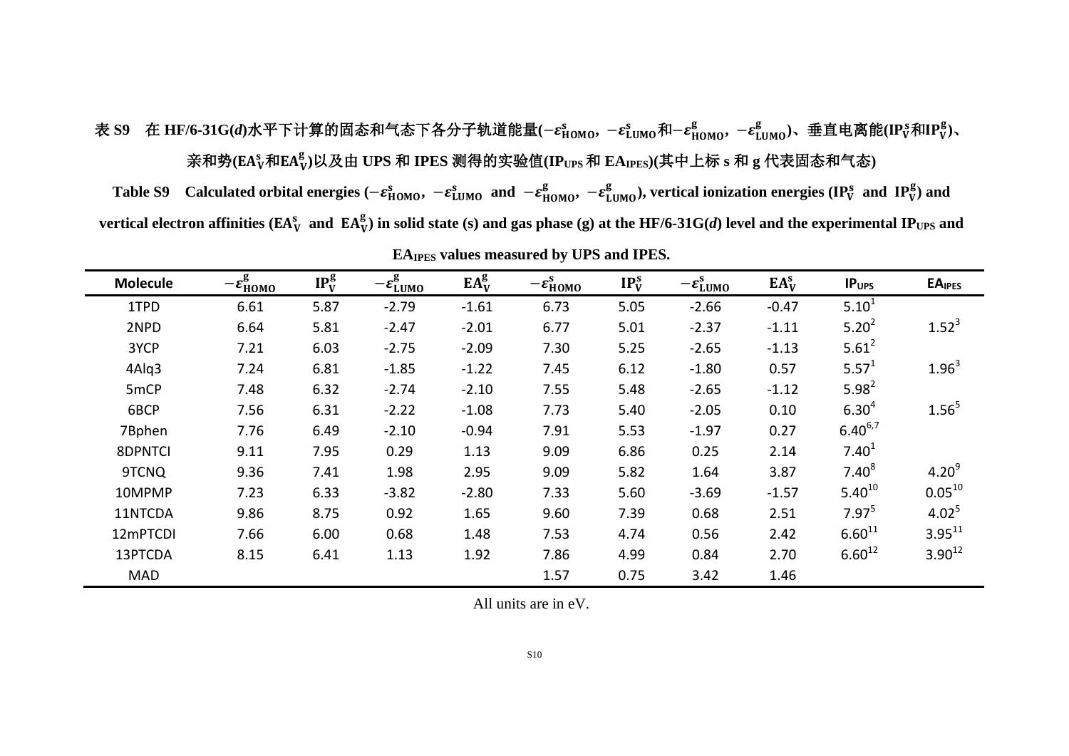表 S9 在 HF/6-31G(*d*)水平下计算的固态和气态下各分子轨道能量($-\varepsilon^{s}_{HOMO}$，$-\varepsilon^{s}_{LUMO}$和$-\varepsilon^{g}_{HOMO}$，$-\varepsilon^{g}_{LUMO}$)、垂直电离能($IP^{s}_{V}$和$IP^{g}_{V}$)、亲和势($EA^{s}_{V}$和$EA^{g}_{V}$)以及由 UPS 和 IPES 测得的实验值($IP_{UPS}$ 和 $EA_{IPES}$)(其中上标 s 和 g 代表固态和气态)

**Table S9 Calculated orbital energies ($-\varepsilon^{s}_{HOMO}$, $-\varepsilon^{s}_{LUMO}$ and $-\varepsilon^{g}_{HOMO}$, $-\varepsilon^{g}_{LUMO}$), vertical ionization energies ($IP^{s}_{V}$ and $IP^{g}_{V}$) and vertical electron affinities ($EA^{s}_{V}$ and $EA^{g}_{V}$) in solid state (s) and gas phase (g) at the HF/6-31G(*d*) level and the experimental $IP_{UPS}$ and $EA_{IPES}$ values measured by UPS and IPES.**

| Molecule | $-\varepsilon^{g}_{HOMO}$ | $IP^{g}_{V}$ | $-\varepsilon^{g}_{LUMO}$ | $EA^{g}_{V}$ | $-\varepsilon^{s}_{HOMO}$ | $IP^{s}_{V}$ | $-\varepsilon^{s}_{LUMO}$ | $EA^{s}_{V}$ | $IP_{UPS}$ | $EA_{IPES}$ |
|---|---|---|---|---|---|---|---|---|---|---|
| 1TPD | 6.61 | 5.87 | -2.79 | -1.61 | 6.73 | 5.05 | -2.66 | -0.47 | 5.10[1] | |
| 2NPD | 6.64 | 5.81 | -2.47 | -2.01 | 6.77 | 5.01 | -2.37 | -1.11 | 5.20[2] | 1.52[3] |
| 3YCP | 7.21 | 6.03 | -2.75 | -2.09 | 7.30 | 5.25 | -2.65 | -1.13 | 5.61[2] | |
| 4Alq3 | 7.24 | 6.81 | -1.85 | -1.22 | 7.45 | 6.12 | -1.80 | 0.57 | 5.57[1] | 1.96[3] |
| 5mCP | 7.48 | 6.32 | -2.74 | -2.10 | 7.55 | 5.48 | -2.65 | -1.12 | 5.98[2] | |
| 6BCP | 7.56 | 6.31 | -2.22 | -1.08 | 7.73 | 5.40 | -2.05 | 0.10 | 6.30[4] | 1.56[5] |
| 7Bphen | 7.76 | 6.49 | -2.10 | -0.94 | 7.91 | 5.53 | -1.97 | 0.27 | 6.40[6,7] | |
| 8DPNTCI | 9.11 | 7.95 | 0.29 | 1.13 | 9.09 | 6.86 | 0.25 | 2.14 | 7.40[1] | |
| 9TCNQ | 9.36 | 7.41 | 1.98 | 2.95 | 9.09 | 5.82 | 1.64 | 3.87 | 7.40[8] | 4.20[9] |
| 10MPMP | 7.23 | 6.33 | -3.82 | -2.80 | 7.33 | 5.60 | -3.69 | -1.57 | 5.40[10] | 0.05[10] |
| 11NTCDA | 9.86 | 8.75 | 0.92 | 1.65 | 9.60 | 7.39 | 0.68 | 2.51 | 7.97[5] | 4.02[5] |
| 12mPTCDI | 7.66 | 6.00 | 0.68 | 1.48 | 7.53 | 4.74 | 0.56 | 2.42 | 6.60[11] | 3.95[11] |
| 13PTCDA | 8.15 | 6.41 | 1.13 | 1.92 | 7.86 | 4.99 | 0.84 | 2.70 | 6.60[12] | 3.90[12] |
| MAD | | | | | 1.57 | 0.75 | 3.42 | 1.46 | | |

All units are in eV.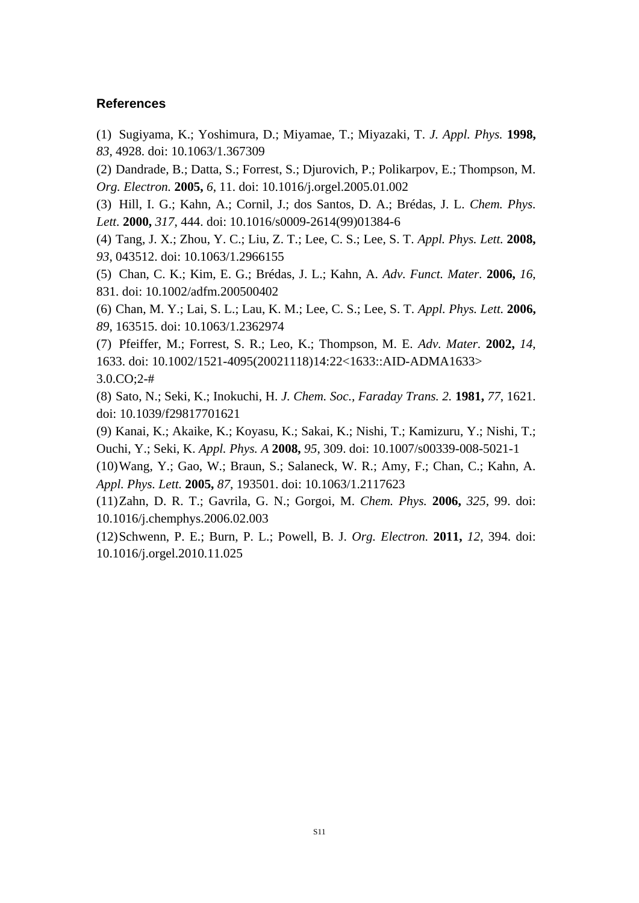## References

(1) Sugiyama, K.; Yoshimura, D.; Miyamae, T.; Miyazaki, T. *J. Appl. Phys.* **1998,** *83*, 4928. doi: 10.1063/1.367309

(2) Dandrade, B.; Datta, S.; Forrest, S.; Djurovich, P.; Polikarpov, E.; Thompson, M. *Org. Electron.* **2005,** *6*, 11. doi: 10.1016/j.orgel.2005.01.002

(3) Hill, I. G.; Kahn, A.; Cornil, J.; dos Santos, D. A.; Brédas, J. L. *Chem. Phys. Lett.* **2000,** *317*, 444. doi: 10.1016/s0009-2614(99)01384-6

(4) Tang, J. X.; Zhou, Y. C.; Liu, Z. T.; Lee, C. S.; Lee, S. T. *Appl. Phys. Lett.* **2008,** *93*, 043512. doi: 10.1063/1.2966155

(5) Chan, C. K.; Kim, E. G.; Brédas, J. L.; Kahn, A. *Adv. Funct. Mater.* **2006,** *16*, 831. doi: 10.1002/adfm.200500402

(6) Chan, M. Y.; Lai, S. L.; Lau, K. M.; Lee, C. S.; Lee, S. T. *Appl. Phys. Lett.* **2006,** *89*, 163515. doi: 10.1063/1.2362974

(7) Pfeiffer, M.; Forrest, S. R.; Leo, K.; Thompson, M. E. *Adv. Mater.* **2002,** *14*, 1633. doi: 10.1002/1521-4095(20021118)14:22<1633::AID-ADMA1633>3.0.CO;2-#

(8) Sato, N.; Seki, K.; Inokuchi, H. *J. Chem. Soc., Faraday Trans. 2.* **1981,** *77*, 1621. doi: 10.1039/f29817701621

(9) Kanai, K.; Akaike, K.; Koyasu, K.; Sakai, K.; Nishi, T.; Kamizuru, Y.; Nishi, T.; Ouchi, Y.; Seki, K. *Appl. Phys. A* **2008,** *95*, 309. doi: 10.1007/s00339-008-5021-1

(10) Wang, Y.; Gao, W.; Braun, S.; Salaneck, W. R.; Amy, F.; Chan, C.; Kahn, A. *Appl. Phys. Lett.* **2005,** *87*, 193501. doi: 10.1063/1.2117623

(11) Zahn, D. R. T.; Gavrila, G. N.; Gorgoi, M. *Chem. Phys.* **2006,** *325*, 99. doi: 10.1016/j.chemphys.2006.02.003

(12) Schwenn, P. E.; Burn, P. L.; Powell, B. J. *Org. Electron.* **2011,** *12*, 394. doi: 10.1016/j.orgel.2010.11.025